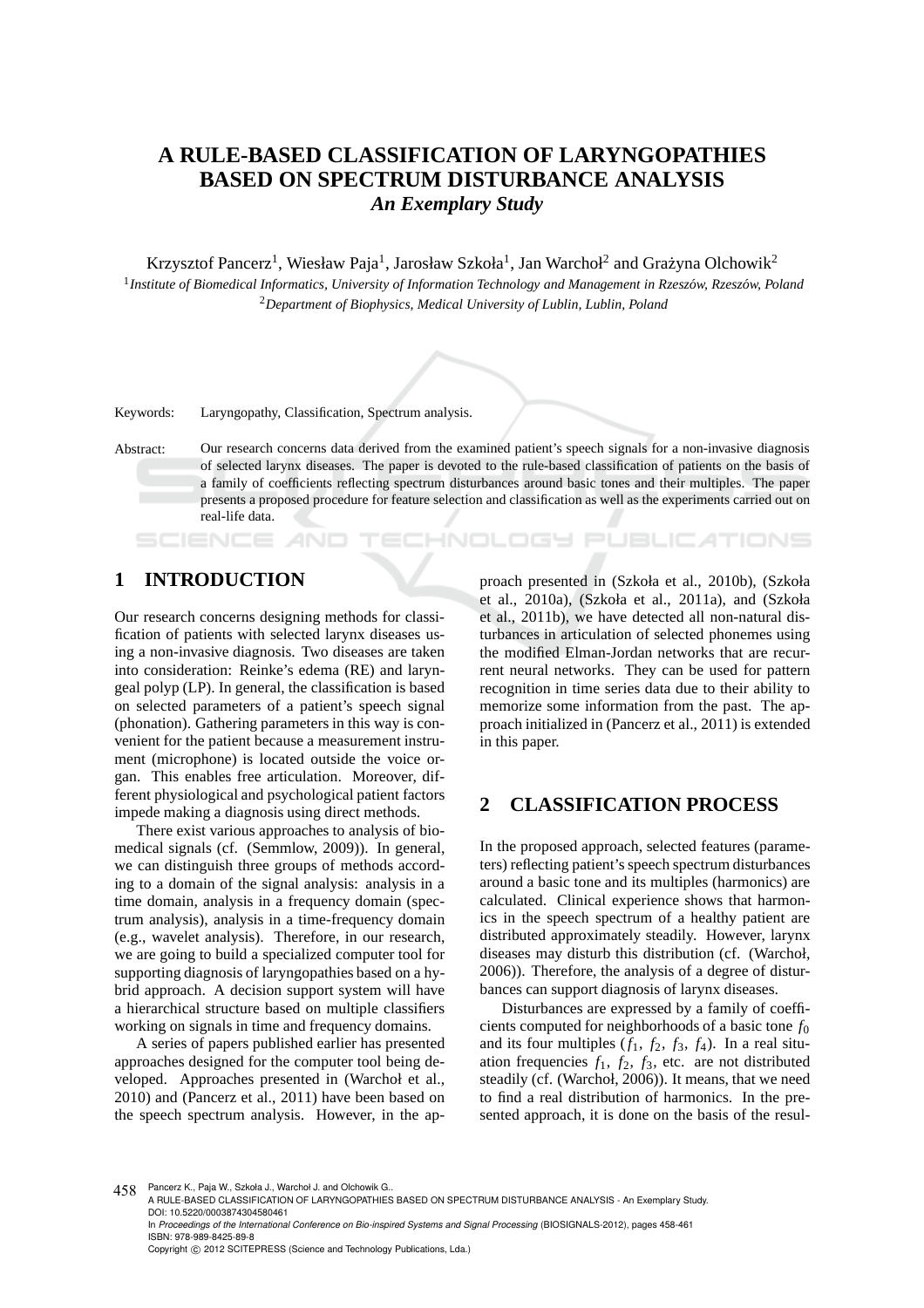# A RULE-BASED CLASSIFICATION OF LARYNGOPATHIES BASED ON SPECTRUM DISTURBANCE ANALYSIS

## *An Exemplary Study*

Krzysztof Pancerz[1], Wiesław Paja[1], Jarosław Szkoła[1], Jan Warchoł[2] and Grażyna Olchowik[2]

[1]*Institute of Biomedical Informatics, University of Information Technology and Management in Rzeszów, Rzeszów, Poland*

[2]*Department of Biophysics, Medical University of Lublin, Lublin, Poland*

Keywords: Laryngopathy, Classification, Spectrum analysis.

Abstract: Our research concerns data derived from the examined patient's speech signals for a non-invasive diagnosis of selected larynx diseases. The paper is devoted to the rule-based classification of patients on the basis of a family of coefficients reflecting spectrum disturbances around basic tones and their multiples. The paper presents a proposed procedure for feature selection and classification as well as the experiments carried out on real-life data.

## 1 INTRODUCTION

Our research concerns designing methods for classification of patients with selected larynx diseases using a non-invasive diagnosis. Two diseases are taken into consideration: Reinke's edema (RE) and laryngeal polyp (LP). In general, the classification is based on selected parameters of a patient's speech signal (phonation). Gathering parameters in this way is convenient for the patient because a measurement instrument (microphone) is located outside the voice organ. This enables free articulation. Moreover, different physiological and psychological patient factors impede making a diagnosis using direct methods.

There exist various approaches to analysis of biomedical signals (cf. (Semmlow, 2009)). In general, we can distinguish three groups of methods according to a domain of the signal analysis: analysis in a time domain, analysis in a frequency domain (spectrum analysis), analysis in a time-frequency domain (e.g., wavelet analysis). Therefore, in our research, we are going to build a specialized computer tool for supporting diagnosis of laryngopathies based on a hybrid approach. A decision support system will have a hierarchical structure based on multiple classifiers working on signals in time and frequency domains.

A series of papers published earlier has presented approaches designed for the computer tool being developed. Approaches presented in (Warchoł et al., 2010) and (Pancerz et al., 2011) have been based on the speech spectrum analysis. However, in the approach presented in (Szkoła et al., 2010b), (Szkoła et al., 2010a), (Szkoła et al., 2011a), and (Szkoła et al., 2011b), we have detected all non-natural disturbances in articulation of selected phonemes using the modified Elman-Jordan networks that are recurrent neural networks. They can be used for pattern recognition in time series data due to their ability to memorize some information from the past. The approach initialized in (Pancerz et al., 2011) is extended in this paper.

## 2 CLASSIFICATION PROCESS

In the proposed approach, selected features (parameters) reflecting patient's speech spectrum disturbances around a basic tone and its multiples (harmonics) are calculated. Clinical experience shows that harmonics in the speech spectrum of a healthy patient are distributed approximately steadily. However, larynx diseases may disturb this distribution (cf. (Warchoł, 2006)). Therefore, the analysis of a degree of disturbances can support diagnosis of larynx diseases.

Disturbances are expressed by a family of coefficients computed for neighborhoods of a basic tone $f_0$ and its four multiples ($f_1$, $f_2$, $f_3$, $f_4$). In a real situation frequencies $f_1$, $f_2$, $f_3$, etc. are not distributed steadily (cf. (Warchoł, 2006)). It means, that we need to find a real distribution of harmonics. In the presented approach, it is done on the basis of the resul-

Pancerz K., Paja W., Szkoła J., Warchoł J. and Olchowik G..
A RULE-BASED CLASSIFICATION OF LARYNGOPATHIES BASED ON SPECTRUM DISTURBANCE ANALYSIS - An Exemplary Study.
DOI: 10.5220/0003874304580461
In *Proceedings of the International Conference on Bio-inspired Systems and Signal Processing* (BIOSIGNALS-2012), pages 458-461
ISBN: 978-989-8425-89-8
Copyright © 2012 SCITEPRESS (Science and Technology Publications, Lda.)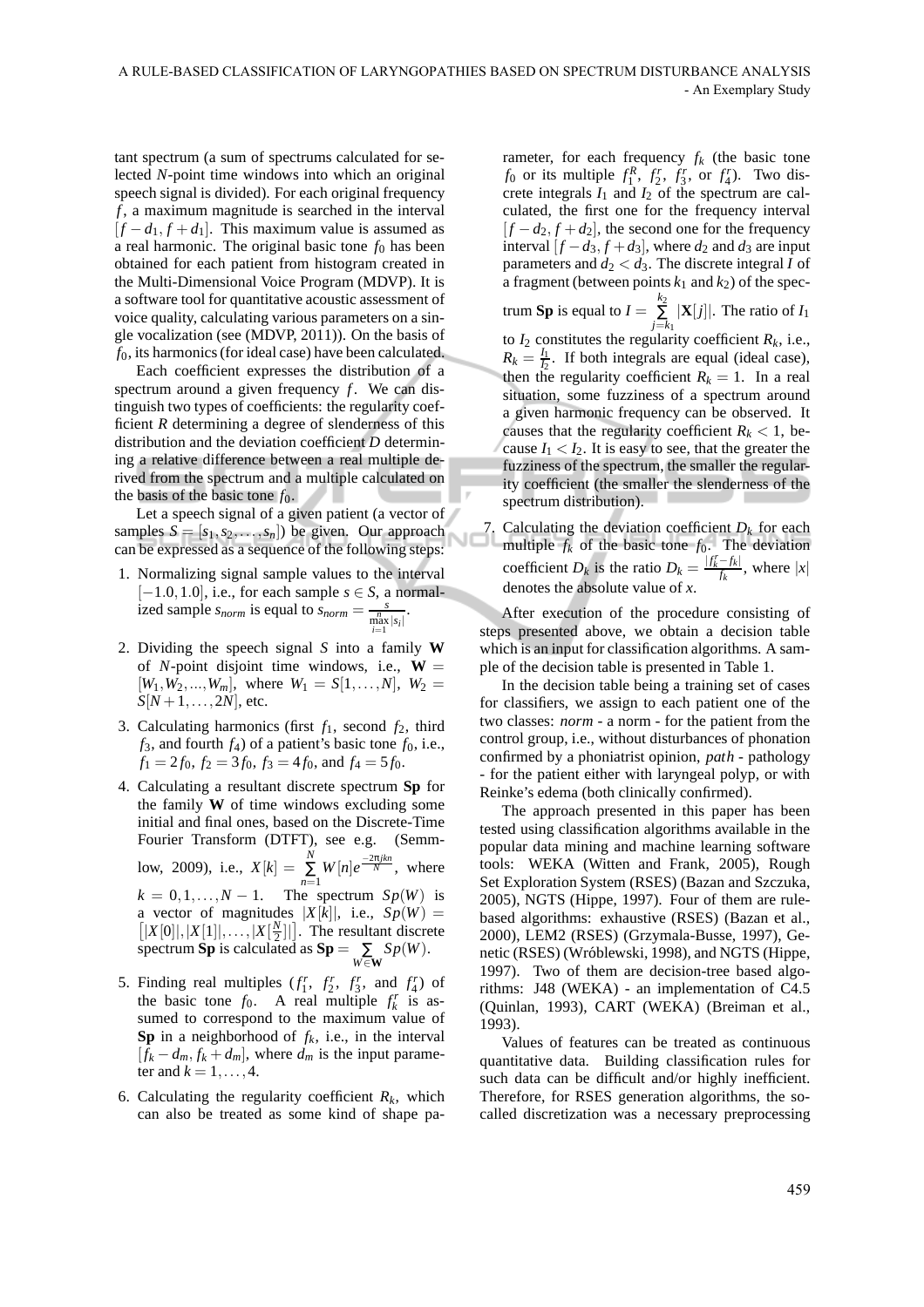tant spectrum (a sum of spectrums calculated for selected $N$-point time windows into which an original speech signal is divided). For each original frequency $f$, a maximum magnitude is searched in the interval $[f - d_1, f + d_1]$. This maximum value is assumed as a real harmonic. The original basic tone $f_0$ has been obtained for each patient from histogram created in the Multi-Dimensional Voice Program (MDVP). It is a software tool for quantitative acoustic assessment of voice quality, calculating various parameters on a single vocalization (see (MDVP, 2011)). On the basis of $f_0$, its harmonics (for ideal case) have been calculated.

Each coefficient expresses the distribution of a spectrum around a given frequency $f$. We can distinguish two types of coefficients: the regularity coefficient $R$ determining a degree of slenderness of this distribution and the deviation coefficient $D$ determining a relative difference between a real multiple derived from the spectrum and a multiple calculated on the basis of the basic tone $f_0$.

Let a speech signal of a given patient (a vector of samples $S = [s_1, s_2, \ldots, s_n]$) be given. Our approach can be expressed as a sequence of the following steps:

1. Normalizing signal sample values to the interval $[-1.0, 1.0]$, i.e., for each sample $s \in S$, a normalized sample $s_{norm}$ is equal to $s_{norm} = \frac{s}{\max_{i=1}^{n} |s_i|}$.
2. Dividing the speech signal $S$ into a family $\mathbf{W}$ of $N$-point disjoint time windows, i.e., $\mathbf{W} = [W_1, W_2, ..., W_m]$, where $W_1 = S[1, \ldots, N]$, $W_2 = S[N+1, \ldots, 2N]$, etc.
3. Calculating harmonics (first $f_1$, second $f_2$, third $f_3$, and fourth $f_4$) of a patient's basic tone $f_0$, i.e., $f_1 = 2f_0$, $f_2 = 3f_0$, $f_3 = 4f_0$, and $f_4 = 5f_0$.
4. Calculating a resultant discrete spectrum **Sp** for the family $\mathbf{W}$ of time windows excluding some initial and final ones, based on the Discrete-Time Fourier Transform (DTFT), see e.g. (Semmlow, 2009), i.e., $X[k] = \sum_{n=1}^{N} W[n] e^{\frac{-2\pi jkn}{N}}$, where $k = 0, 1, \ldots, N-1$. The spectrum $Sp(W)$ is a vector of magnitudes $|X[k]|$, i.e., $Sp(W) = \left[|X[0]|, |X[1]|, \ldots, |X[\frac{N}{2}]|\right]$. The resultant discrete spectrum **Sp** is calculated as $\mathbf{Sp} = \sum_{W \in \mathbf{W}} Sp(W)$.
5. Finding real multiples ($f_1^r$, $f_2^r$, $f_3^r$, and $f_4^r$) of the basic tone $f_0$. A real multiple $f_k^r$ is assumed to correspond to the maximum value of **Sp** in a neighborhood of $f_k$, i.e., in the interval $[f_k - d_m, f_k + d_m]$, where $d_m$ is the input parameter and $k = 1, \ldots, 4$.
6. Calculating the regularity coefficient $R_k$, which can also be treated as some kind of shape parameter, for each frequency $f_k$ (the basic tone $f_0$ or its multiple $f_1^R$, $f_2^r$, $f_3^r$, or $f_4^r$). Two discrete integrals $I_1$ and $I_2$ of the spectrum are calculated, the first one for the frequency interval $[f - d_2, f + d_2]$, the second one for the frequency interval $[f - d_3, f + d_3]$, where $d_2$ and $d_3$ are input parameters and $d_2 < d_3$. The discrete integral $I$ of a fragment (between points $k_1$ and $k_2$) of the spectrum **Sp** is equal to $I = \sum_{j=k_1}^{k_2} |\mathbf{X}[j]|$. The ratio of $I_1$ to $I_2$ constitutes the regularity coefficient $R_k$, i.e., $R_k = \frac{I_1}{I_2}$. If both integrals are equal (ideal case), then the regularity coefficient $R_k = 1$. In a real situation, some fuzziness of a spectrum around a given harmonic frequency can be observed. It causes that the regularity coefficient $R_k < 1$, because $I_1 < I_2$. It is easy to see, that the greater the fuzziness of the spectrum, the smaller the regularity coefficient (the smaller the slenderness of the spectrum distribution).
7. Calculating the deviation coefficient $D_k$ for each multiple $f_k$ of the basic tone $f_0$. The deviation coefficient $D_k$ is the ratio $D_k = \frac{|f_k^r - f_k|}{f_k}$, where $|x|$ denotes the absolute value of $x$.

After execution of the procedure consisting of steps presented above, we obtain a decision table which is an input for classification algorithms. A sample of the decision table is presented in Table 1.

In the decision table being a training set of cases for classifiers, we assign to each patient one of the two classes: *norm* - a norm - for the patient from the control group, i.e., without disturbances of phonation confirmed by a phoniatrist opinion, *path* - pathology - for the patient either with laryngeal polyp, or with Reinke's edema (both clinically confirmed).

The approach presented in this paper has been tested using classification algorithms available in the popular data mining and machine learning software tools: WEKA (Witten and Frank, 2005), Rough Set Exploration System (RSES) (Bazan and Szczuka, 2005), NGTS (Hippe, 1997). Four of them are rule-based algorithms: exhaustive (RSES) (Bazan et al., 2000), LEM2 (RSES) (Grzymala-Busse, 1997), Genetic (RSES) (Wróblewski, 1998), and NGTS (Hippe, 1997). Two of them are decision-tree based algorithms: J48 (WEKA) - an implementation of C4.5 (Quinlan, 1993), CART (WEKA) (Breiman et al., 1993).

Values of features can be treated as continuous quantitative data. Building classification rules for such data can be difficult and/or highly inefficient. Therefore, for RSES generation algorithms, the so-called discretization was a necessary preprocessing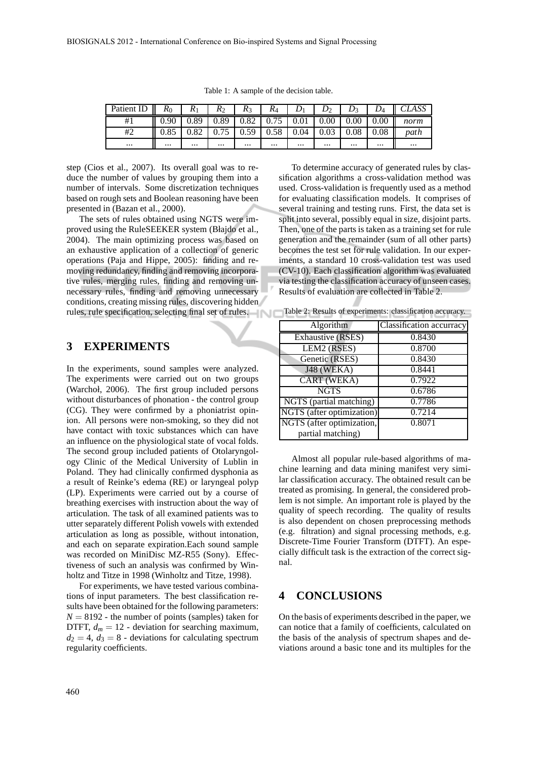Table 1: A sample of the decision table.

| Patient ID | $R_0$ | $R_1$ | $R_2$ | $R_3$ | $R_4$ | $D_1$ | $D_2$ | $D_3$ | $D_4$ | *CLASS* |
|---|---|---|---|---|---|---|---|---|---|---|
| #1 | 0.90 | 0.89 | 0.89 | 0.82 | 0.75 | 0.01 | 0.00 | 0.00 | 0.00 | *norm* |
| #2 | 0.85 | 0.82 | 0.75 | 0.59 | 0.58 | 0.04 | 0.03 | 0.08 | 0.08 | *path* |
| ... | ... | ... | ... | ... | ... | ... | ... | ... | ... | ... |

step (Cios et al., 2007). Its overall goal was to reduce the number of values by grouping them into a number of intervals. Some discretization techniques based on rough sets and Boolean reasoning have been presented in (Bazan et al., 2000).

The sets of rules obtained using NGTS were improved using the RuleSEEKER system (Błajdo et al., 2004). The main optimizing process was based on an exhaustive application of a collection of generic operations (Paja and Hippe, 2005): finding and removing redundancy, finding and removing incorporative rules, merging rules, finding and removing unnecessary rules, finding and removing unnecessary conditions, creating missing rules, discovering hidden rules, rule specification, selecting final set of rules.

## 3 EXPERIMENTS

In the experiments, sound samples were analyzed. The experiments were carried out on two groups (Warchoł, 2006). The first group included persons without disturbances of phonation - the control group (CG). They were confirmed by a phoniatrist opinion. All persons were non-smoking, so they did not have contact with toxic substances which can have an influence on the physiological state of vocal folds. The second group included patients of Otolaryngology Clinic of the Medical University of Lublin in Poland. They had clinically confirmed dysphonia as a result of Reinke's edema (RE) or laryngeal polyp (LP). Experiments were carried out by a course of breathing exercises with instruction about the way of articulation. The task of all examined patients was to utter separately different Polish vowels with extended articulation as long as possible, without intonation, and each on separate expiration.Each sound sample was recorded on MiniDisc MZ-R55 (Sony). Effectiveness of such an analysis was confirmed by Winholtz and Titze in 1998 (Winholtz and Titze, 1998).

For experiments, we have tested various combinations of input parameters. The best classification results have been obtained for the following parameters: $N = 8192$ - the number of points (samples) taken for DTFT, $d_m = 12$ - deviation for searching maximum, $d_2 = 4$, $d_3 = 8$ - deviations for calculating spectrum regularity coefficients.

To determine accuracy of generated rules by classification algorithms a cross-validation method was used. Cross-validation is frequently used as a method for evaluating classification models. It comprises of several training and testing runs. First, the data set is split into several, possibly equal in size, disjoint parts. Then, one of the parts is taken as a training set for rule generation and the remainder (sum of all other parts) becomes the test set for rule validation. In our experiments, a standard 10 cross-validation test was used (CV-10). Each classification algorithm was evaluated via testing the classification accuracy of unseen cases. Results of evaluation are collected in Table 2.

Table 2: Results of experiments: classification accuracy.

| Algorithm | Classification accurracy |
|---|---|
| Exhaustive (RSES) | 0.8430 |
| LEM2 (RSES) | 0.8700 |
| Genetic (RSES) | 0.8430 |
| J48 (WEKA) | 0.8441 |
| CART (WEKA) | 0.7922 |
| NGTS | 0.6786 |
| NGTS (partial matching) | 0.7786 |
| NGTS (after optimization) | 0.7214 |
| NGTS (after optimization, partial matching) | 0.8071 |

Almost all popular rule-based algorithms of machine learning and data mining manifest very similar classification accuracy. The obtained result can be treated as promising. In general, the considered problem is not simple. An important role is played by the quality of speech recording. The quality of results is also dependent on chosen preprocessing methods (e.g. filtration) and signal processing methods, e.g. Discrete-Time Fourier Transform (DTFT). An especially difficult task is the extraction of the correct signal.

## 4 CONCLUSIONS

On the basis of experiments described in the paper, we can notice that a family of coefficients, calculated on the basis of the analysis of spectrum shapes and deviations around a basic tone and its multiples for the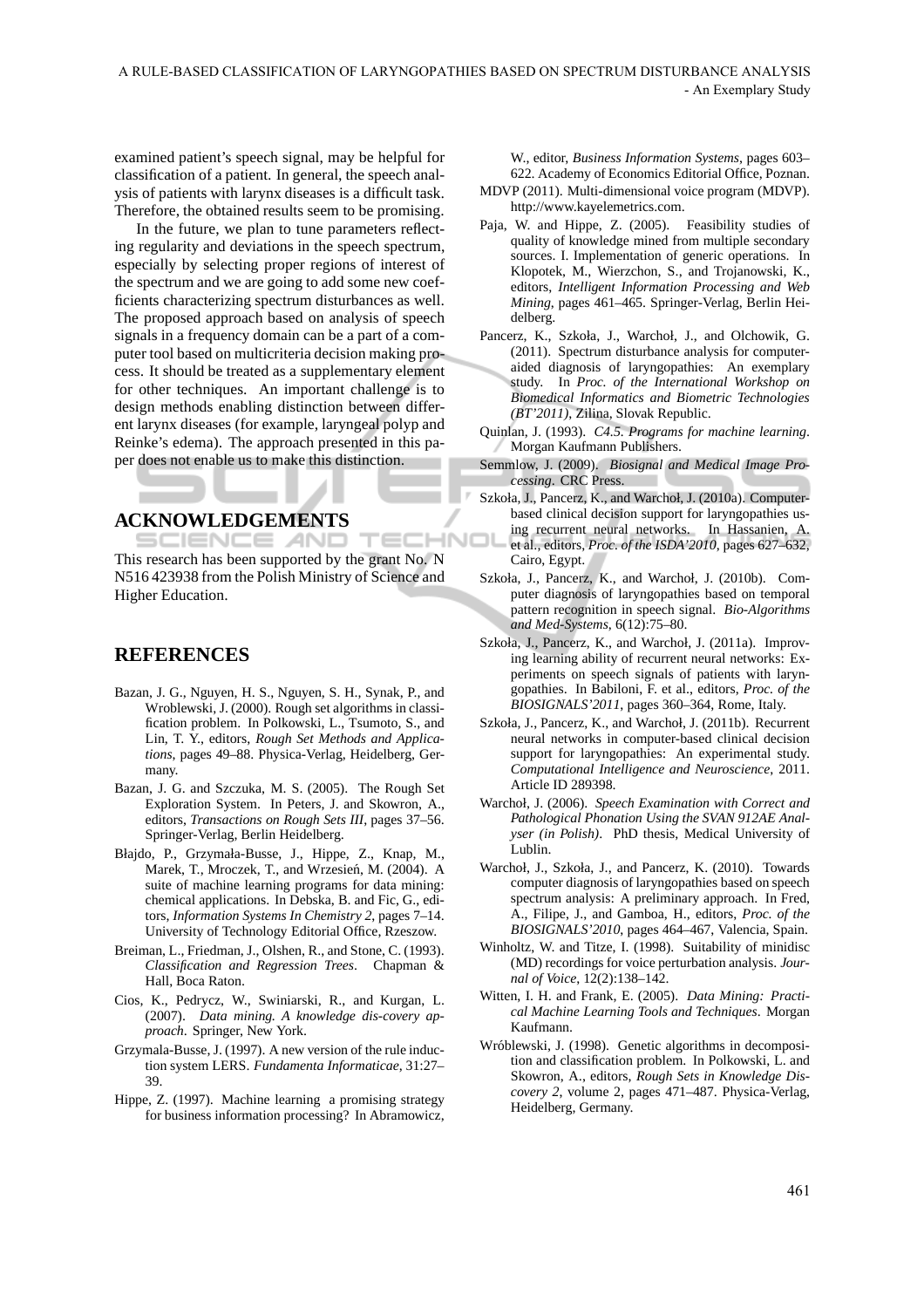examined patient's speech signal, may be helpful for classification of a patient. In general, the speech analysis of patients with larynx diseases is a difficult task. Therefore, the obtained results seem to be promising.

In the future, we plan to tune parameters reflecting regularity and deviations in the speech spectrum, especially by selecting proper regions of interest of the spectrum and we are going to add some new coefficients characterizing spectrum disturbances as well. The proposed approach based on analysis of speech signals in a frequency domain can be a part of a computer tool based on multicriteria decision making process. It should be treated as a supplementary element for other techniques. An important challenge is to design methods enabling distinction between different larynx diseases (for example, laryngeal polyp and Reinke's edema). The approach presented in this paper does not enable us to make this distinction.

## ACKNOWLEDGEMENTS

This research has been supported by the grant No. N N516 423938 from the Polish Ministry of Science and Higher Education.

## REFERENCES

Bazan, J. G., Nguyen, H. S., Nguyen, S. H., Synak, P., and Wroblewski, J. (2000). Rough set algorithms in classification problem. In Polkowski, L., Tsumoto, S., and Lin, T. Y., editors, *Rough Set Methods and Applications*, pages 49–88. Physica-Verlag, Heidelberg, Germany.

Bazan, J. G. and Szczuka, M. S. (2005). The Rough Set Exploration System. In Peters, J. and Skowron, A., editors, *Transactions on Rough Sets III*, pages 37–56. Springer-Verlag, Berlin Heidelberg.

Błajdo, P., Grzymała-Busse, J., Hippe, Z., Knap, M., Marek, T., Mroczek, T., and Wrzesień, M. (2004). A suite of machine learning programs for data mining: chemical applications. In Debska, B. and Fic, G., editors, *Information Systems In Chemistry 2*, pages 7–14. University of Technology Editorial Office, Rzeszow.

Breiman, L., Friedman, J., Olshen, R., and Stone, C. (1993). *Classification and Regression Trees*. Chapman & Hall, Boca Raton.

Cios, K., Pedrycz, W., Swiniarski, R., and Kurgan, L. (2007). *Data mining. A knowledge dis-covery approach*. Springer, New York.

Grzymala-Busse, J. (1997). A new version of the rule induction system LERS. *Fundamenta Informaticae*, 31:27–39.

Hippe, Z. (1997). Machine learning a promising strategy for business information processing? In Abramowicz, W., editor, *Business Information Systems*, pages 603–622. Academy of Economics Editorial Office, Poznan.

MDVP (2011). Multi-dimensional voice program (MDVP). http://www.kayelemetrics.com.

Paja, W. and Hippe, Z. (2005). Feasibility studies of quality of knowledge mined from multiple secondary sources. I. Implementation of generic operations. In Klopotek, M., Wierzchon, S., and Trojanowski, K., editors, *Intelligent Information Processing and Web Mining*, pages 461–465. Springer-Verlag, Berlin Heidelberg.

Pancerz, K., Szkoła, J., Warchoł, J., and Olchowik, G. (2011). Spectrum disturbance analysis for computer-aided diagnosis of laryngopathies: An exemplary study. In *Proc. of the International Workshop on Biomedical Informatics and Biometric Technologies (BT'2011)*, Zilina, Slovak Republic.

Quinlan, J. (1993). *C4.5. Programs for machine learning*. Morgan Kaufmann Publishers.

Semmlow, J. (2009). *Biosignal and Medical Image Processing*. CRC Press.

Szkoła, J., Pancerz, K., and Warchoł, J. (2010a). Computer-based clinical decision support for laryngopathies using recurrent neural networks. In Hassanien, A. et al., editors, *Proc. of the ISDA'2010*, pages 627–632, Cairo, Egypt.

Szkoła, J., Pancerz, K., and Warchoł, J. (2010b). Computer diagnosis of laryngopathies based on temporal pattern recognition in speech signal. *Bio-Algorithms and Med-Systems*, 6(12):75–80.

Szkoła, J., Pancerz, K., and Warchoł, J. (2011a). Improving learning ability of recurrent neural networks: Experiments on speech signals of patients with laryngopathies. In Babiloni, F. et al., editors, *Proc. of the BIOSIGNALS'2011*, pages 360–364, Rome, Italy.

Szkoła, J., Pancerz, K., and Warchoł, J. (2011b). Recurrent neural networks in computer-based clinical decision support for laryngopathies: An experimental study. *Computational Intelligence and Neuroscience*, 2011. Article ID 289398.

Warchoł, J. (2006). *Speech Examination with Correct and Pathological Phonation Using the SVAN 912AE Analyser (in Polish)*. PhD thesis, Medical University of Lublin.

Warchoł, J., Szkoła, J., and Pancerz, K. (2010). Towards computer diagnosis of laryngopathies based on speech spectrum analysis: A preliminary approach. In Fred, A., Filipe, J., and Gamboa, H., editors, *Proc. of the BIOSIGNALS'2010*, pages 464–467, Valencia, Spain.

Winholtz, W. and Titze, I. (1998). Suitability of minidisc (MD) recordings for voice perturbation analysis. *Journal of Voice*, 12(2):138–142.

Witten, I. H. and Frank, E. (2005). *Data Mining: Practical Machine Learning Tools and Techniques*. Morgan Kaufmann.

Wróblewski, J. (1998). Genetic algorithms in decomposition and classification problem. In Polkowski, L. and Skowron, A., editors, *Rough Sets in Knowledge Discovery 2*, volume 2, pages 471–487. Physica-Verlag, Heidelberg, Germany.